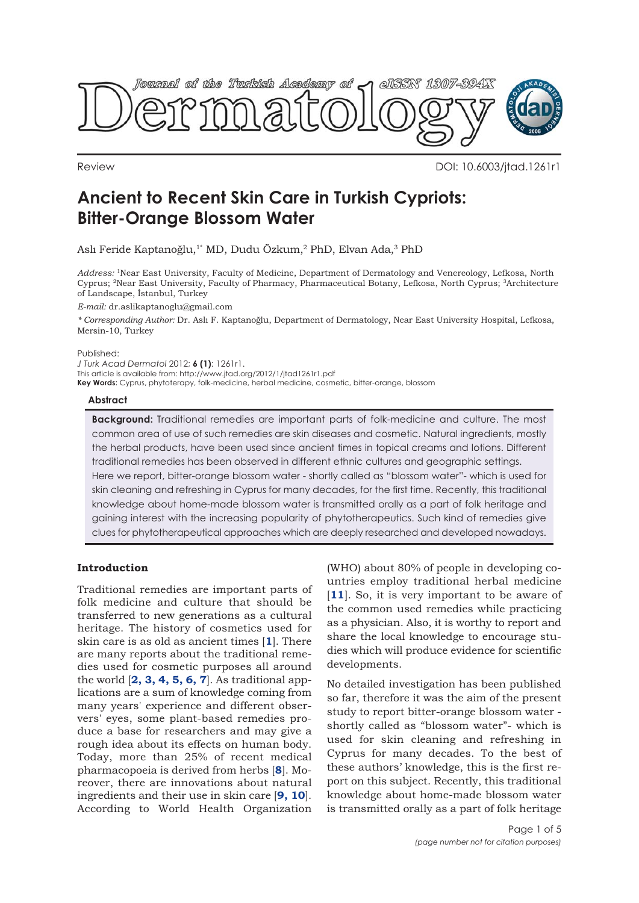Review

DOI: 10.6003/jtad.1261r1

# Ancient to Recent Skin Care in Turkish Cypriots: Bitter-Orange Blossom Water

Aslı Feride Kaptanoğlu,[1*] MD, Dudu Özkum,[2] PhD, Elvan Ada,[3] PhD

*Address:* [1]Near East University, Faculty of Medicine, Department of Dermatology and Venereology, Lefkosa, North Cyprus; [2]Near East University, Faculty of Pharmacy, Pharmaceutical Botany, Lefkosa, North Cyprus; [3]Architecture of Landscape, İstanbul, Turkey

*E-mail:* dr.aslikaptanoglu@gmail.com

*\* Corresponding Author:* Dr. Aslı F. Kaptanoğlu, Department of Dermatology, Near East University Hospital, Lefkosa, Mersin-10, Turkey

Published:
*J Turk Acad Dermatol* 2012; **6 (1)**: 1261r1.
This article is available from: http://www.jtad.org/2012/1/jtad1261r1.pdf
**Key Words:** Cyprus, phytoterapy, folk-medicine, herbal medicine, cosmetic, bitter-orange, blossom

### Abstract

**Background:** Traditional remedies are important parts of folk-medicine and culture. The most common area of use of such remedies are skin diseases and cosmetic. Natural ingredients, mostly the herbal products, have been used since ancient times in topical creams and lotions. Different traditional remedies has been observed in different ethnic cultures and geographic settings.
Here we report, bitter-orange blossom water - shortly called as "blossom water"- which is used for skin cleaning and refreshing in Cyprus for many decades, for the first time. Recently, this traditional knowledge about home-made blossom water is transmitted orally as a part of folk heritage and gaining interest with the increasing popularity of phytotherapeutics. Such kind of remedies give clues for phytotherapeutical approaches which are deeply researched and developed nowadays.

## Introduction

Traditional remedies are important parts of folk medicine and culture that should be transferred to new generations as a cultural heritage. The history of cosmetics used for skin care is as old as ancient times [1]. There are many reports about the traditional remedies used for cosmetic purposes all around the world [2, 3, 4, 5, 6, 7]. As traditional applications are a sum of knowledge coming from many years' experience and different observers' eyes, some plant-based remedies produce a base for researchers and may give a rough idea about its effects on human body. Today, more than 25% of recent medical pharmacopoeia is derived from herbs [8]. Moreover, there are innovations about natural ingredients and their use in skin care [9, 10]. According to World Health Organization (WHO) about 80% of people in developing countries employ traditional herbal medicine [11]. So, it is very important to be aware of the common used remedies while practicing as a physician. Also, it is worthy to report and share the local knowledge to encourage studies which will produce evidence for scientific developments.

No detailed investigation has been published so far, therefore it was the aim of the present study to report bitter-orange blossom water - shortly called as "blossom water"- which is used for skin cleaning and refreshing in Cyprus for many decades. To the best of these authors' knowledge, this is the first report on this subject. Recently, this traditional knowledge about home-made blossom water is transmitted orally as a part of folk heritage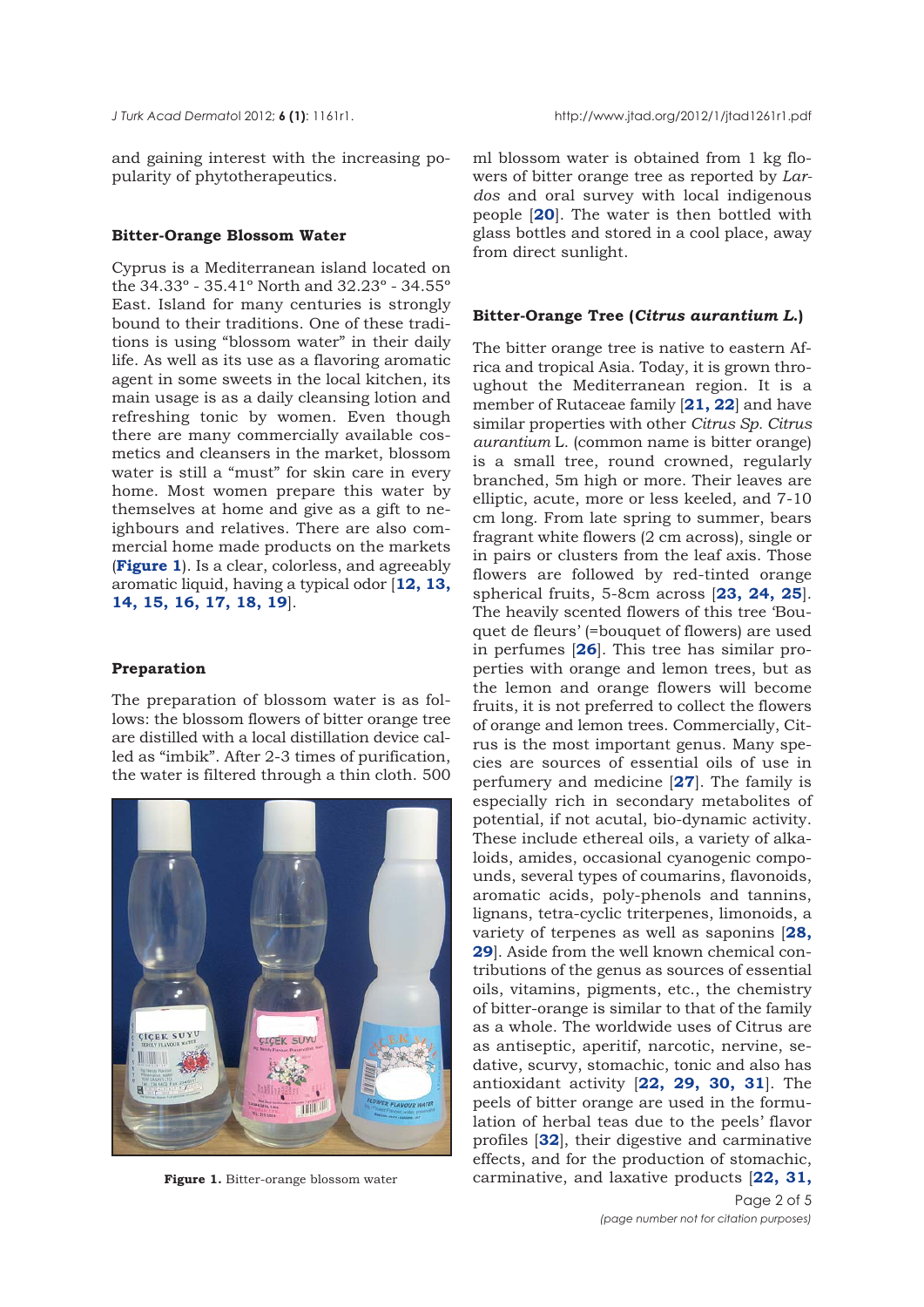and gaining interest with the increasing popularity of phytotherapeutics.

### Bitter-Orange Blossom Water

Cyprus is a Mediterranean island located on the 34.33º - 35.41º North and 32.23º - 34.55º East. Island for many centuries is strongly bound to their traditions. One of these traditions is using "blossom water" in their daily life. As well as its use as a flavoring aromatic agent in some sweets in the local kitchen, its main usage is as a daily cleansing lotion and refreshing tonic by women. Even though there are many commercially available cosmetics and cleansers in the market, blossom water is still a "must" for skin care in every home. Most women prepare this water by themselves at home and give as a gift to neighbours and relatives. There are also commercial home made products on the markets (**Figure 1**). Is a clear, colorless, and agreeably aromatic liquid, having a typical odor [**12, 13, 14, 15, 16, 17, 18, 19**].

### Preparation

The preparation of blossom water is as follows: the blossom flowers of bitter orange tree are distilled with a local distillation device called as "imbik". After 2-3 times of purification, the water is filtered through a thin cloth. 500 ml blossom water is obtained from 1 kg flowers of bitter orange tree as reported by *Lardos* and oral survey with local indigenous people [**20**]. The water is then bottled with glass bottles and stored in a cool place, away from direct sunlight.

**Figure 1.** Bitter-orange blossom water

### Bitter-Orange Tree (*Citrus aurantium L.*)

The bitter orange tree is native to eastern Africa and tropical Asia. Today, it is grown throughout the Mediterranean region. It is a member of Rutaceae family [**21, 22**] and have similar properties with other *Citrus Sp. Citrus aurantium* L. (common name is bitter orange) is a small tree, round crowned, regularly branched, 5m high or more. Their leaves are elliptic, acute, more or less keeled, and 7-10 cm long. From late spring to summer, bears fragrant white flowers (2 cm across), single or in pairs or clusters from the leaf axis. Those flowers are followed by red-tinted orange spherical fruits, 5-8cm across [**23, 24, 25**]. The heavily scented flowers of this tree 'Bouquet de fleurs' (=bouquet of flowers) are used in perfumes [**26**]. This tree has similar properties with orange and lemon trees, but as the lemon and orange flowers will become fruits, it is not preferred to collect the flowers of orange and lemon trees. Commercially, Citrus is the most important genus. Many species are sources of essential oils of use in perfumery and medicine [**27**]. The family is especially rich in secondary metabolites of potential, if not acutal, bio-dynamic activity. These include ethereal oils, a variety of alkaloids, amides, occasional cyanogenic compounds, several types of coumarins, flavonoids, aromatic acids, poly-phenols and tannins, lignans, tetra-cyclic triterpenes, limonoids, a variety of terpenes as well as saponins [**28, 29**]. Aside from the well known chemical contributions of the genus as sources of essential oils, vitamins, pigments, etc., the chemistry of bitter-orange is similar to that of the family as a whole. The worldwide uses of Citrus are as antiseptic, aperitif, narcotic, nervine, sedative, scurvy, stomachic, tonic and also has antioxidant activity [**22, 29, 30, 31**]. The peels of bitter orange are used in the formulation of herbal teas due to the peels' flavor profiles [**32**], their digestive and carminative effects, and for the production of stomachic, carminative, and laxative products [**22, 31,**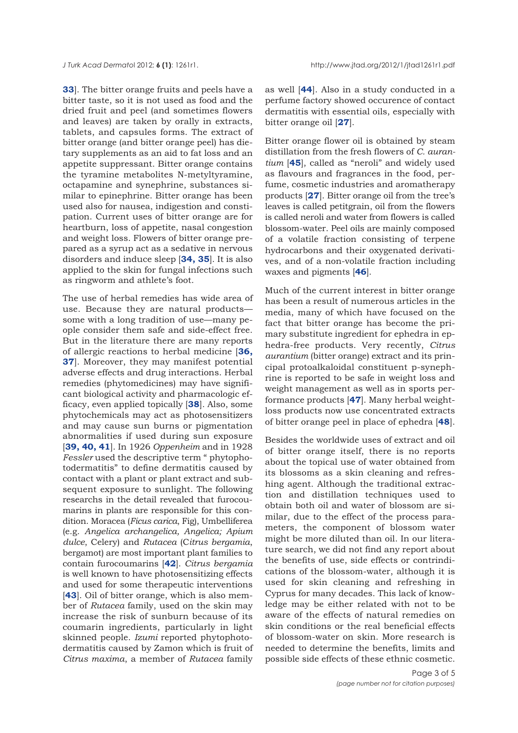33]. The bitter orange fruits and peels have a bitter taste, so it is not used as food and the dried fruit and peel (and sometimes flowers and leaves) are taken by orally in extracts, tablets, and capsules forms. The extract of bitter orange (and bitter orange peel) has dietary supplements as an aid to fat loss and an appetite suppressant. Bitter orange contains the tyramine metabolites N-metyltyramine, octapamine and synephrine, substances similar to epinephrine. Bitter orange has been used also for nausea, indigestion and constipation. Current uses of bitter orange are for heartburn, loss of appetite, nasal congestion and weight loss. Flowers of bitter orange prepared as a syrup act as a sedative in nervous disorders and induce sleep [**34, 35**]. It is also applied to the skin for fungal infections such as ringworm and athlete's foot.

The use of herbal remedies has wide area of use. Because they are natural products—some with a long tradition of use—many people consider them safe and side-effect free. But in the literature there are many reports of allergic reactions to herbal medicine [**36, 37**]. Moreover, they may manifest potential adverse effects and drug interactions. Herbal remedies (phytomedicines) may have significant biological activity and pharmacologic efficacy, even applied topically [**38**]. Also, some phytochemicals may act as photosensitizers and may cause sun burns or pigmentation abnormalities if used during sun exposure [**39, 40, 41**]. In 1926 *Oppenheim* and in 1928 *Fessler* used the descriptive term " phytophotodermatitis" to define dermatitis caused by contact with a plant or plant extract and subsequent exposure to sunlight. The following researchs in the detail revealed that furocoumarins in plants are responsible for this condition. Moracea (*Ficus carica,* Fig), Umbelliferea (e.g. *Angelica archangelica, Angelica; Apium dulce*, Celery) and *Rutacea* (*Citrus bergamia*, bergamot) are most important plant families to contain furocoumarins [**42**]. *Citrus bergamia* is well known to have photosensitizing effects and used for some therapeutic interventions [**43**]. Oil of bitter orange, which is also member of *Rutacea* family, used on the skin may increase the risk of sunburn because of its coumarin ingredients, particularly in light skinned people. *Izumi* reported phytophotodermatitis caused by Zamon which is fruit of *Citrus maxima*, a member of *Rutacea* family as well [**44**]. Also in a study conducted in a perfume factory showed occurence of contact dermatitis with essential oils, especially with bitter orange oil [**27**].

Bitter orange flower oil is obtained by steam distillation from the fresh flowers of *C. aurantium* [**45**], called as "neroli" and widely used as flavours and fragrances in the food, perfume, cosmetic industries and aromatherapy products [**27**]. Bitter orange oil from the tree's leaves is called petitgrain, oil from the flowers is called neroli and water from flowers is called blossom-water. Peel oils are mainly composed of a volatile fraction consisting of terpene hydrocarbons and their oxygenated derivatives, and of a non-volatile fraction including waxes and pigments [**46**].

Much of the current interest in bitter orange has been a result of numerous articles in the media, many of which have focused on the fact that bitter orange has become the primary substitute ingredient for ephedra in ephedra-free products. Very recently, *Citrus aurantium* (bitter orange) extract and its principal protoalkaloidal constituent p-synephrine is reported to be safe in weight loss and weight management as well as in sports performance products [**47**]. Many herbal weight-loss products now use concentrated extracts of bitter orange peel in place of ephedra [**48**].

Besides the worldwide uses of extract and oil of bitter orange itself, there is no reports about the topical use of water obtained from its blossoms as a skin cleaning and refreshing agent. Although the traditional extraction and distillation techniques used to obtain both oil and water of blossom are similar, due to the effect of the process parameters, the component of blossom water might be more diluted than oil. In our literature search, we did not find any report about the benefits of use, side effects or contrindications of the blossom-water, although it is used for skin cleaning and refreshing in Cyprus for many decades. This lack of knowledge may be either related with not to be aware of the effects of natural remedies on skin conditions or the real beneficial effects of blossom-water on skin. More research is needed to determine the benefits, limits and possible side effects of these ethnic cosmetic.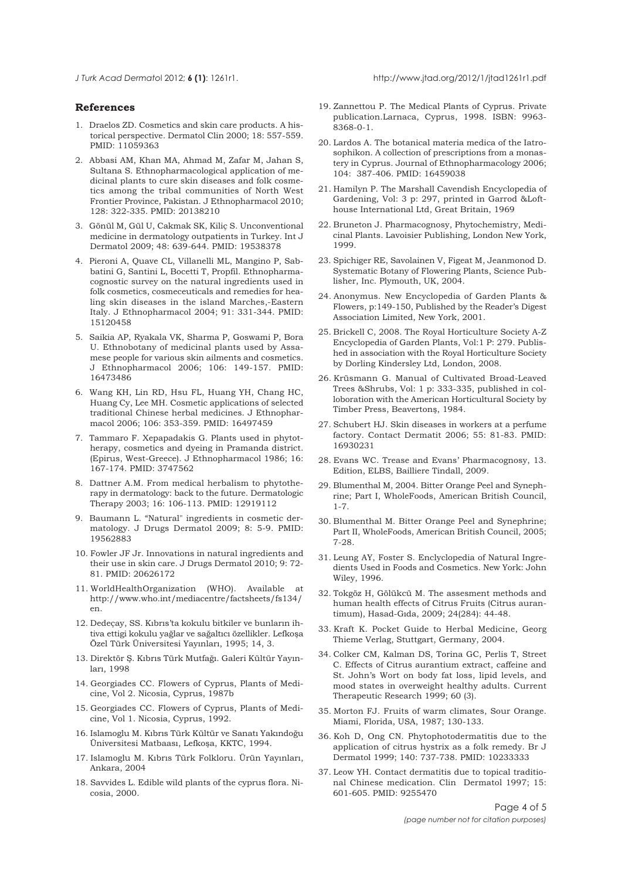## References

1. Draelos ZD. Cosmetics and skin care products. A historical perspective. Dermatol Clin 2000; 18: 557-559. PMID: 11059363
2. Abbasi AM, Khan MA, Ahmad M, Zafar M, Jahan S, Sultana S. Ethnopharmacological application of medicinal plants to cure skin diseases and folk cosmetics among the tribal communities of North West Frontier Province, Pakistan. J Ethnopharmacol 2010; 128: 322-335. PMID: 20138210
3. Gönül M, Gül U, Cakmak SK, Kiliç S. Unconventional medicine in dermatology outpatients in Turkey. Int J Dermatol 2009; 48: 639-644. PMID: 19538378
4. Pieroni A, Quave CL, Villanelli ML, Mangino P, Sabbatini G, Santini L, Bocetti T, Propfil. Ethnopharmacognostic survey on the natural ingredients used in folk cosmetics, cosmeceuticals and remedies for healing skin diseases in the island Marches,-Eastern Italy. J Ethnopharmacol 2004; 91: 331-344. PMID: 15120458
5. Saikia AP, Ryakala VK, Sharma P, Goswami P, Bora U. Ethnobotany of medicinal plants used by Assamese people for various skin ailments and cosmetics. J Ethnopharmacol 2006; 106: 149-157. PMID: 16473486
6. Wang KH, Lin RD, Hsu FL, Huang YH, Chang HC, Huang Cy, Lee MH. Cosmetic applications of selected traditional Chinese herbal medicines. J Ethnopharmacol 2006; 106: 353-359. PMID: 16497459
7. Tammaro F. Xepapadakis G. Plants used in phytotherapy, cosmetics and dyeing in Pramanda district. (Epirus, West-Greece). J Ethnopharmacol 1986; 16: 167-174. PMID: 3747562
8. Dattner A.M. From medical herbalism to phytotherapy in dermatology: back to the future. Dermatologic Therapy 2003; 16: 106-113. PMID: 12919112
9. Baumann L. "Natural" ingredients in cosmetic dermatology. J Drugs Dermatol 2009; 8: 5-9. PMID: 19562883
10. Fowler JF Jr. Innovations in natural ingredients and their use in skin care. J Drugs Dermatol 2010; 9: 72-81. PMID: 20626172
11. WorldHealthOrganization (WHO). Available at http://www.who.int/mediacentre/factsheets/fs134/en.
12. Dedeçay, SS. Kıbrıs'ta kokulu bitkiler ve bunların ihtiva ettigi kokulu yağlar ve sağaltıcı özellikler. Lefkoşa Özel Türk Üniversitesi Yayınları, 1995; 14, 3.
13. Direktör Ş. Kıbrıs Türk Mutfağı. Galeri Kültür Yayınları, 1998
14. Georgiades CC. Flowers of Cyprus, Plants of Medicine, Vol 2. Nicosia, Cyprus, 1987b
15. Georgiades CC. Flowers of Cyprus, Plants of Medicine, Vol 1. Nicosia, Cyprus, 1992.
16. Islamoglu M. Kıbrıs Türk Kültür ve Sanatı Yakındoğu Üniversitesi Matbaası, Lefkoşa, KKTC, 1994.
17. Islamoglu M. Kıbrıs Türk Folkloru. Ürün Yayınları, Ankara, 2004
18. Savvides L. Edible wild plants of the cyprus flora. Nicosia, 2000.
19. Zannettou P. The Medical Plants of Cyprus. Private publication.Larnaca, Cyprus, 1998. ISBN: 9963-8368-0-1.
20. Lardos A. The botanical materia medica of the Iatrosophikon. A collection of prescriptions from a monastery in Cyprus. Journal of Ethnopharmacology 2006; 104: 387-406. PMID: 16459038
21. Hamilyn P. The Marshall Cavendish Encyclopedia of Gardening, Vol: 3 p: 297, printed in Garrod &Lofthouse International Ltd, Great Britain, 1969
22. Bruneton J. Pharmacognosy, Phytochemistry, Medicinal Plants. Lavoisier Publishing, London New York, 1999.
23. Spichiger RE, Savolainen V, Figeat M, Jeanmonod D. Systematic Botany of Flowering Plants, Science Publisher, Inc. Plymouth, UK, 2004.
24. Anonymus. New Encyclopedia of Garden Plants & Flowers, p:149-150, Published by the Reader's Digest Association Limited, New York, 2001.
25. Brickell C, 2008. The Royal Horticulture Society A-Z Encyclopedia of Garden Plants, Vol:1 P: 279. Published in association with the Royal Horticulture Society by Dorling Kindersley Ltd, London, 2008.
26. Krüsmann G. Manual of Cultivated Broad-Leaved Trees &Shrubs, Vol: 1 p: 333-335, published in colloboration with the American Horticultural Society by Timber Press, Beavertonş, 1984.
27. Schubert HJ. Skin diseases in workers at a perfume factory. Contact Dermatit 2006; 55: 81-83. PMID: 16930231
28. Evans WC. Trease and Evans' Pharmacognosy, 13. Edition, ELBS, Bailliere Tindall, 2009.
29. Blumenthal M, 2004. Bitter Orange Peel and Synephrine; Part I, WholeFoods, American British Council, 1-7.
30. Blumenthal M. Bitter Orange Peel and Synephrine; Part II, WholeFoods, American British Council, 2005; 7-28.
31. Leung AY, Foster S. Enclyclopedia of Natural Ingredients Used in Foods and Cosmetics. New York: John Wiley, 1996.
32. Tokgöz H, Gölükcü M. The assesment methods and human health effects of Citrus Fruits (Citrus aurantimum), Hasad-Gıda, 2009; 24(284): 44-48.
33. Kraft K. Pocket Guide to Herbal Medicine, Georg Thieme Verlag, Stuttgart, Germany, 2004.
34. Colker CM, Kalman DS, Torina GC, Perlis T, Street C. Effects of Citrus aurantium extract, caffeine and St. John's Wort on body fat loss, lipid levels, and mood states in overweight healthy adults. Current Therapeutic Research 1999; 60 (3).
35. Morton FJ. Fruits of warm climates, Sour Orange. Miami, Florida, USA, 1987; 130-133.
36. Koh D, Ong CN. Phytophotodermatitis due to the application of citrus hystrix as a folk remedy. Br J Dermatol 1999; 140: 737-738. PMID: 10233333
37. Leow YH. Contact dermatitis due to topical traditional Chinese medication. Clin Dermatol 1997; 15: 601-605. PMID: 9255470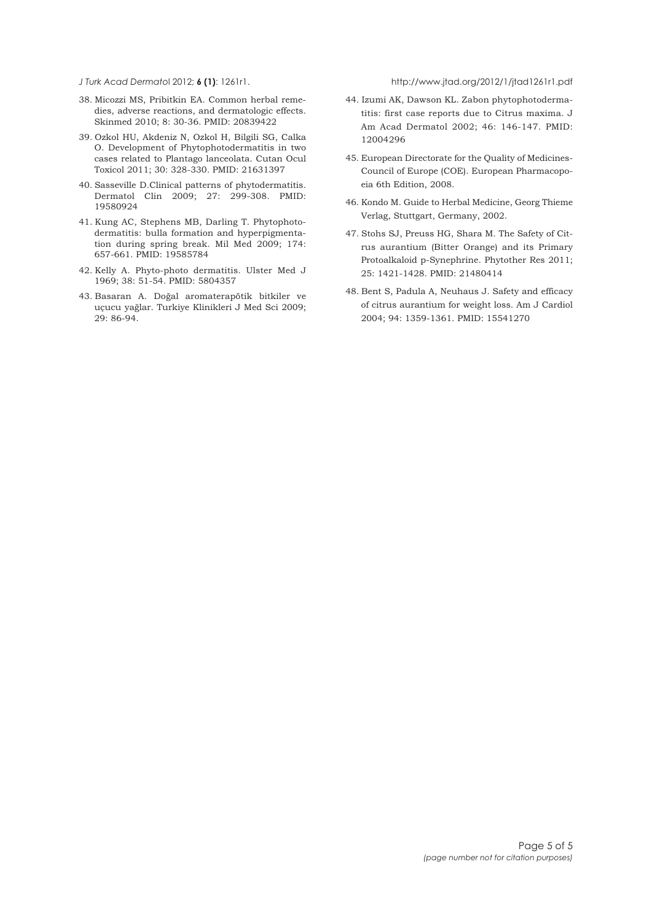38. Micozzi MS, Pribitkin EA. Common herbal remedies, adverse reactions, and dermatologic effects. Skinmed 2010; 8: 30-36. PMID: 20839422
39. Ozkol HU, Akdeniz N, Ozkol H, Bilgili SG, Calka O. Development of Phytophotodermatitis in two cases related to Plantago lanceolata. Cutan Ocul Toxicol 2011; 30: 328-330. PMID: 21631397
40. Sasseville D.Clinical patterns of phytodermatitis. Dermatol Clin 2009; 27: 299-308. PMID: 19580924
41. Kung AC, Stephens MB, Darling T. Phytophotodermatitis: bulla formation and hyperpigmentation during spring break. Mil Med 2009; 174: 657-661. PMID: 19585784
42. Kelly A. Phyto-photo dermatitis. Ulster Med J 1969; 38: 51-54. PMID: 5804357
43. Basaran A. Doğal aromaterapötik bitkiler ve uçucu yağlar. Turkiye Klinikleri J Med Sci 2009; 29: 86-94.
44. Izumi AK, Dawson KL. Zabon phytophotodermatitis: first case reports due to Citrus maxima. J Am Acad Dermatol 2002; 46: 146-147. PMID: 12004296
45. European Directorate for the Quality of Medicines-Council of Europe (COE). European Pharmacopoeia 6th Edition, 2008.
46. Kondo M. Guide to Herbal Medicine, Georg Thieme Verlag, Stuttgart, Germany, 2002.
47. Stohs SJ, Preuss HG, Shara M. The Safety of Citrus aurantium (Bitter Orange) and its Primary Protoalkaloid p-Synephrine. Phytother Res 2011; 25: 1421-1428. PMID: 21480414
48. Bent S, Padula A, Neuhaus J. Safety and efficacy of citrus aurantium for weight loss. Am J Cardiol 2004; 94: 1359-1361. PMID: 15541270